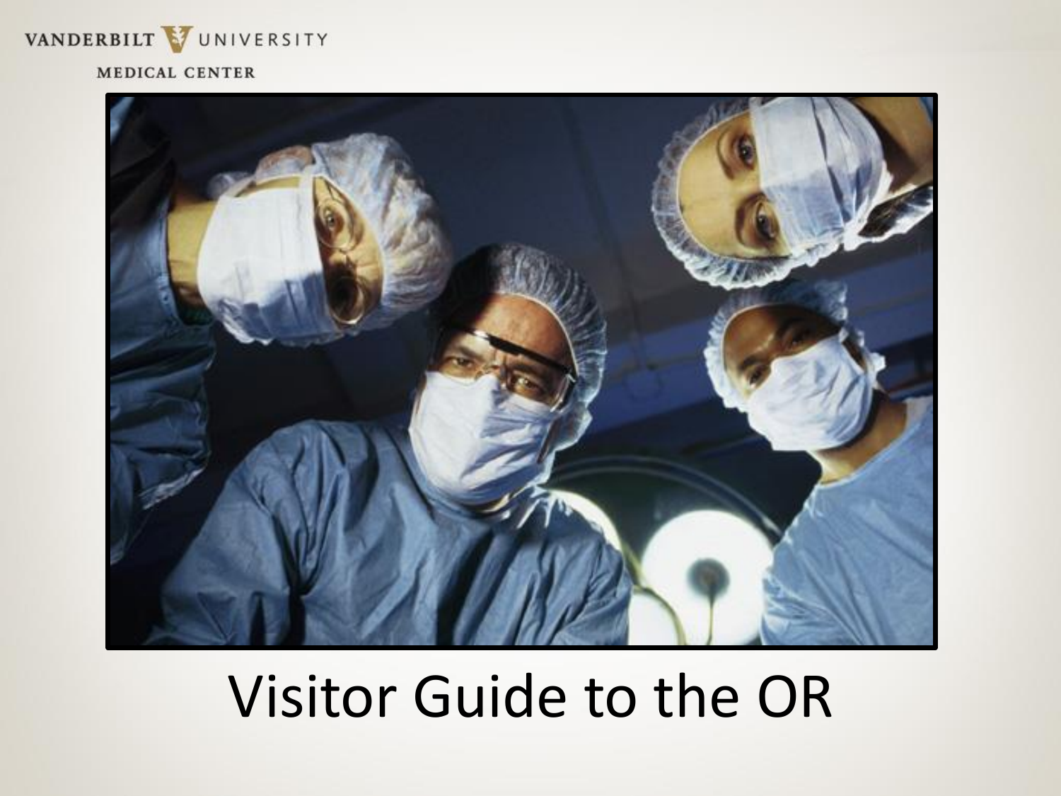VANDERBILT UNIVERSITY

MEDICAL CENTER

# Visitor Guide to the OR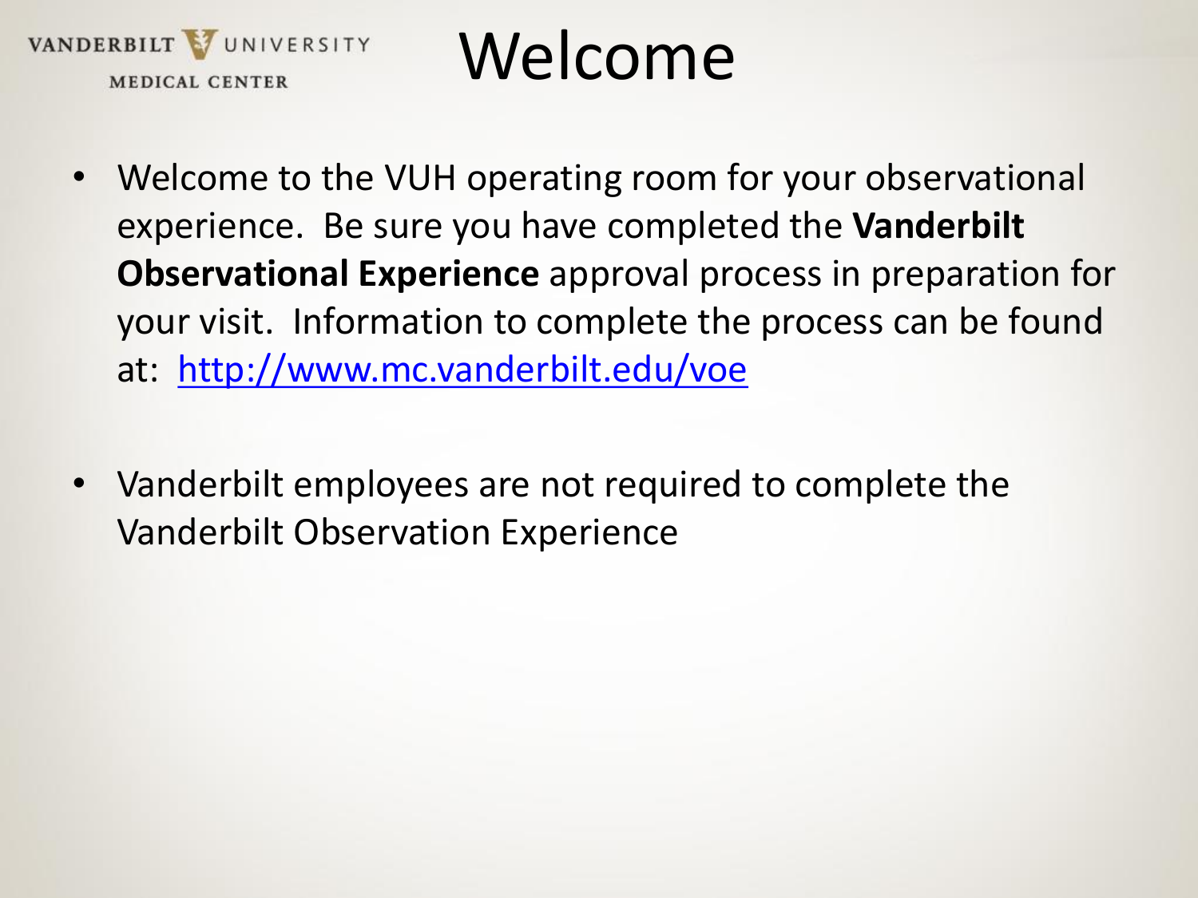# Welcome

- Welcome to the VUH operating room for your observational experience. Be sure you have completed the **Vanderbilt Observational Experience** approval process in preparation for your visit. Information to complete the process can be found at: [http://www.mc.vanderbilt.edu/voe](http://www.mc.vanderbilt.edu/voe)

- Vanderbilt employees are not required to complete the Vanderbilt Observation Experience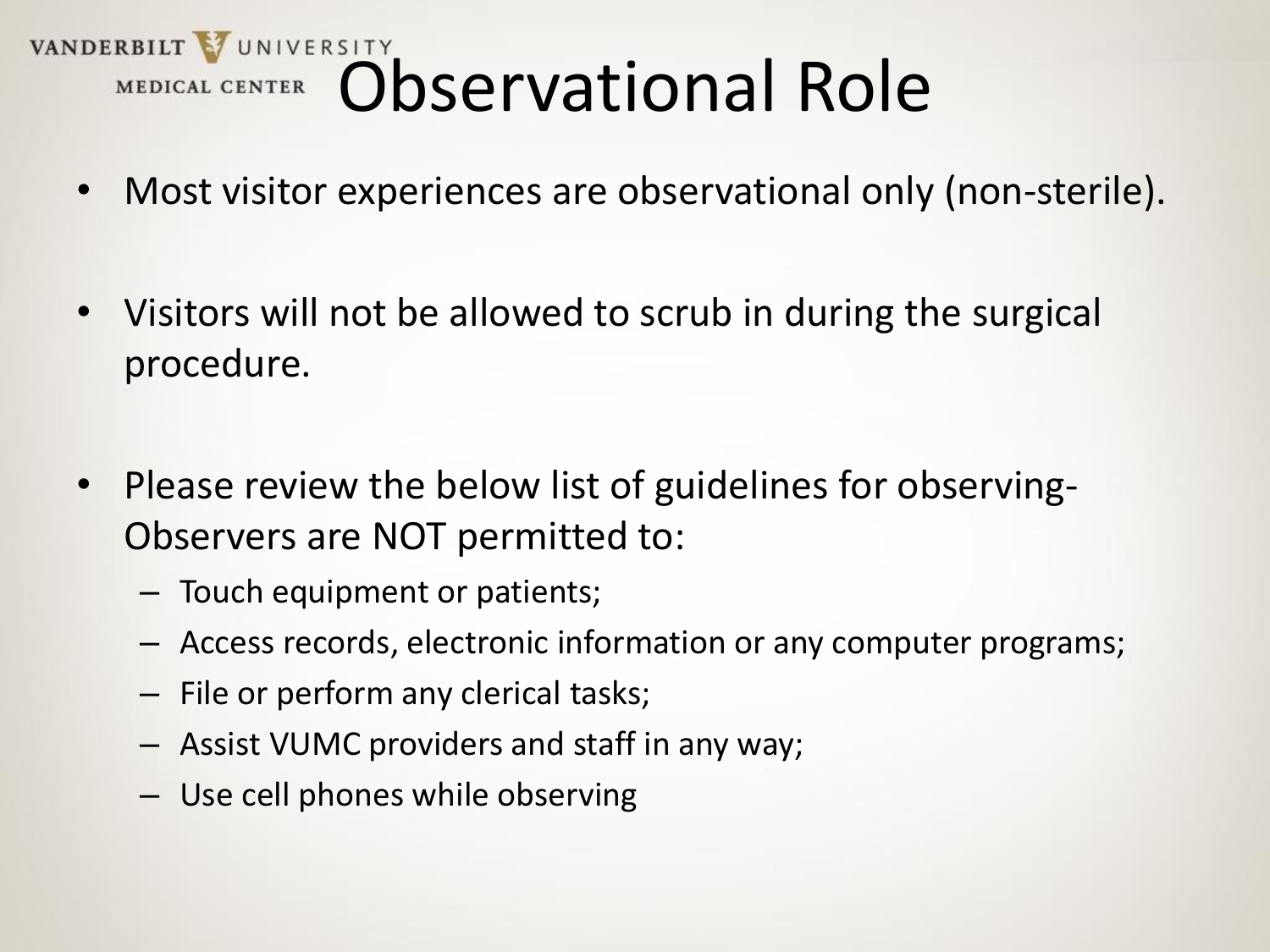# Observational Role

- Most visitor experiences are observational only (non-sterile).
- Visitors will not be allowed to scrub in during the surgical procedure.
- Please review the below list of guidelines for observing- Observers are NOT permitted to:
  - Touch equipment or patients;
  - Access records, electronic information or any computer programs;
  - File or perform any clerical tasks;
  - Assist VUMC providers and staff in any way;
  - Use cell phones while observing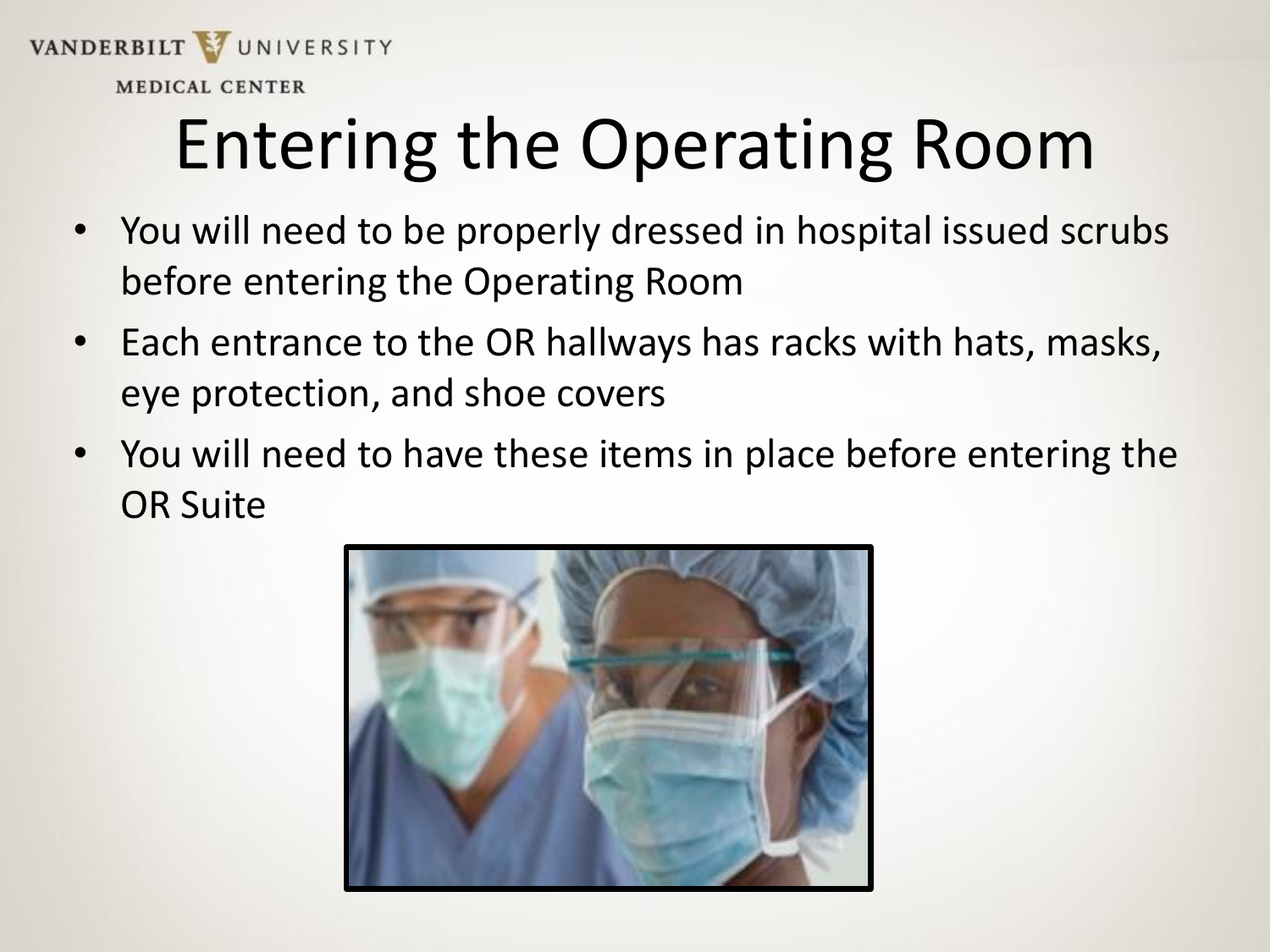# Entering the Operating Room

- You will need to be properly dressed in hospital issued scrubs before entering the Operating Room
- Each entrance to the OR hallways has racks with hats, masks, eye protection, and shoe covers
- You will need to have these items in place before entering the OR Suite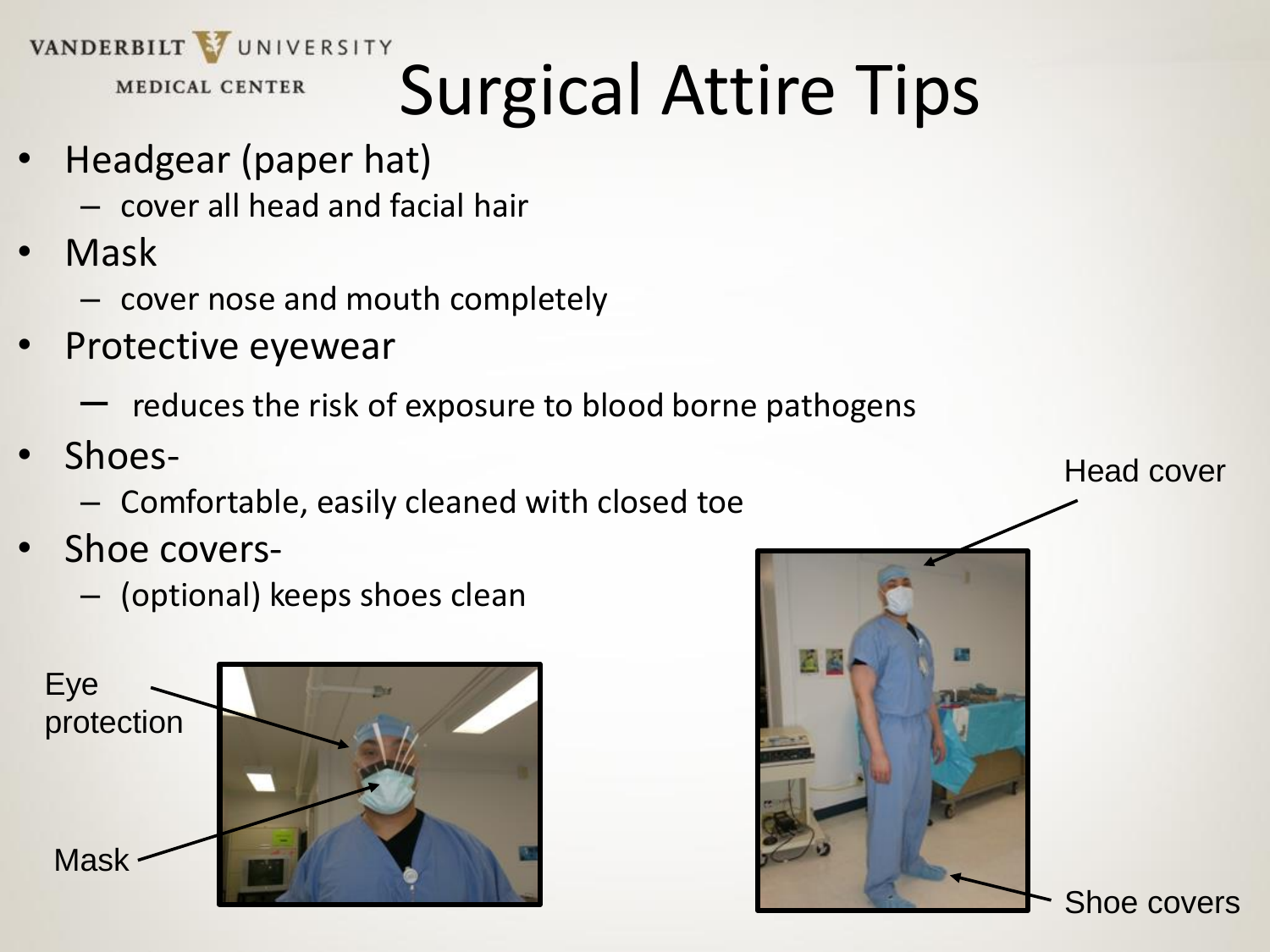# Surgical Attire Tips

- Headgear (paper hat)
  - cover all head and facial hair
- Mask
  - cover nose and mouth completely
- Protective eyewear
  - reduces the risk of exposure to blood borne pathogens
- Shoes-
  - Comfortable, easily cleaned with closed toe
- Shoe covers-
  - (optional) keeps shoes clean

Eye protection

Mask

Head cover

Shoe covers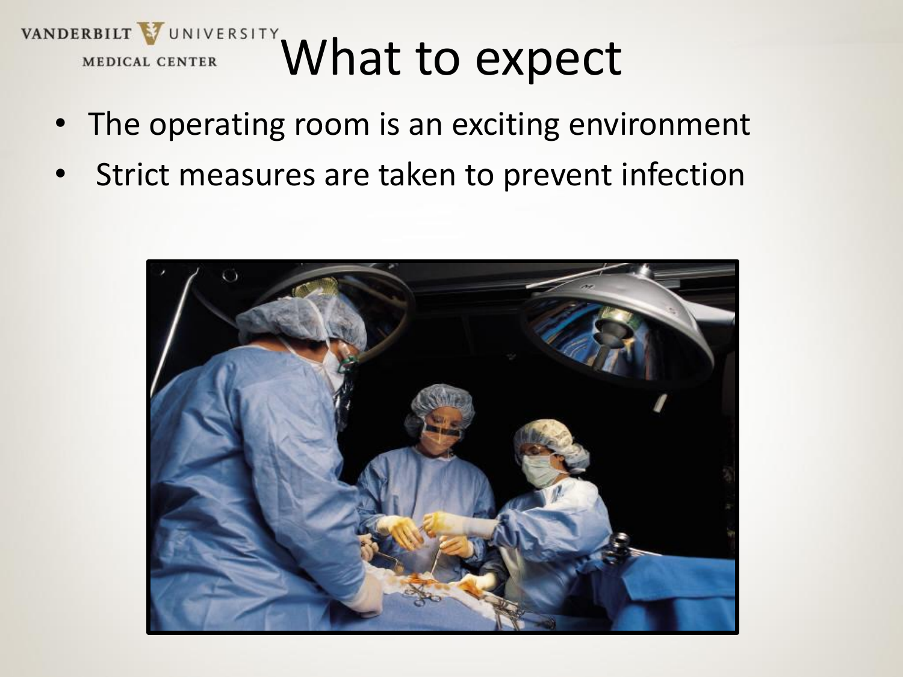# What to expect

- The operating room is an exciting environment
- Strict measures are taken to prevent infection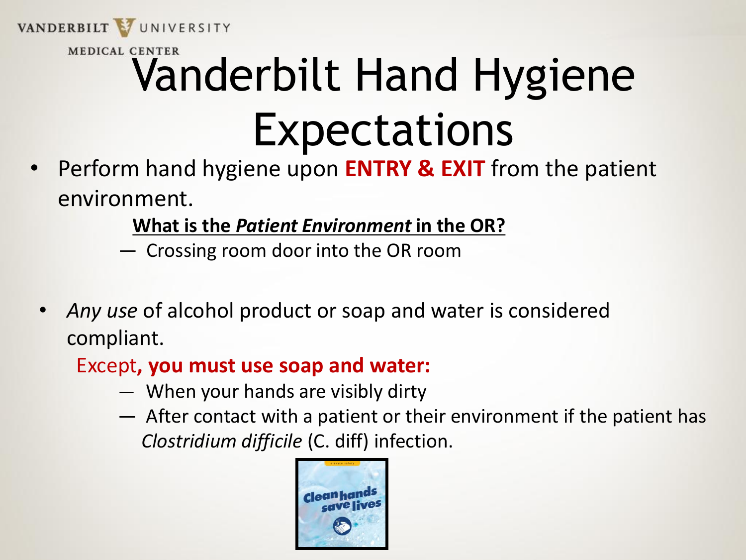VANDERBILT UNIVERSITY MEDICAL CENTER

# Vanderbilt Hand Hygiene Expectations

- Perform hand hygiene upon **ENTRY & EXIT** from the patient environment.

  **What is the *Patient Environment* in the OR?**

  - Crossing room door into the OR room

- *Any use* of alcohol product or soap and water is considered compliant.

  Except**, you must use soap and water:**

  - When your hands are visibly dirty
  - After contact with a patient or their environment if the patient has *Clostridium difficile* (C. diff) infection.

Clean hands save lives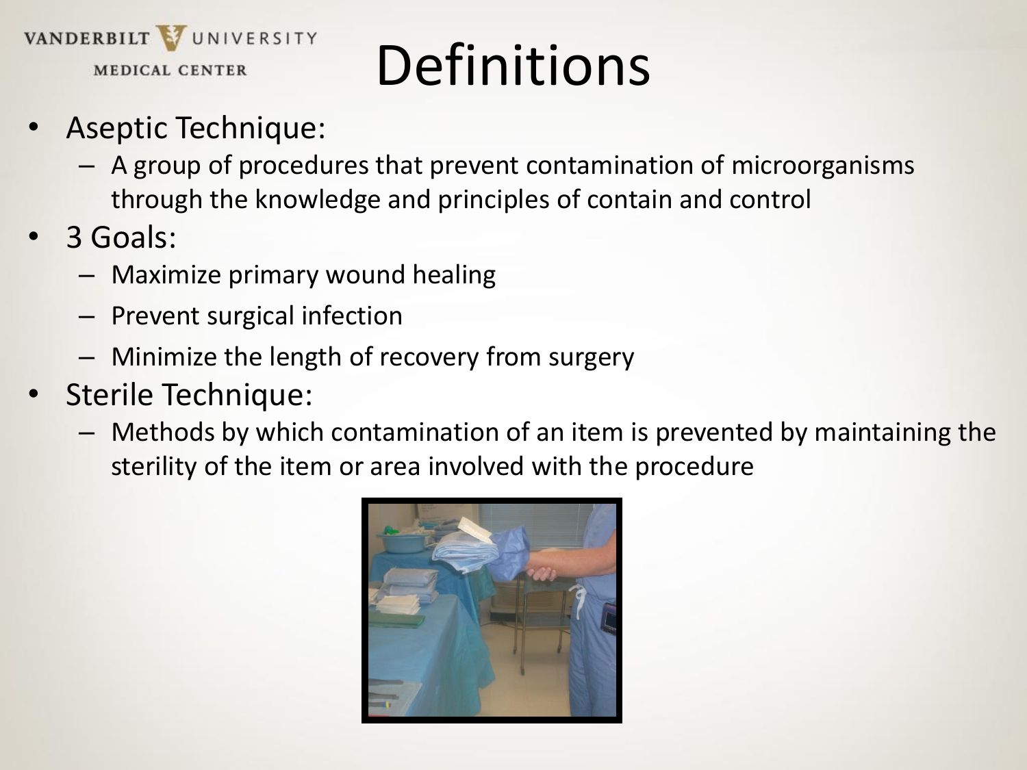# Definitions

- Aseptic Technique:
  - A group of procedures that prevent contamination of microorganisms through the knowledge and principles of contain and control
- 3 Goals:
  - Maximize primary wound healing
  - Prevent surgical infection
  - Minimize the length of recovery from surgery
- Sterile Technique:
  - Methods by which contamination of an item is prevented by maintaining the sterility of the item or area involved with the procedure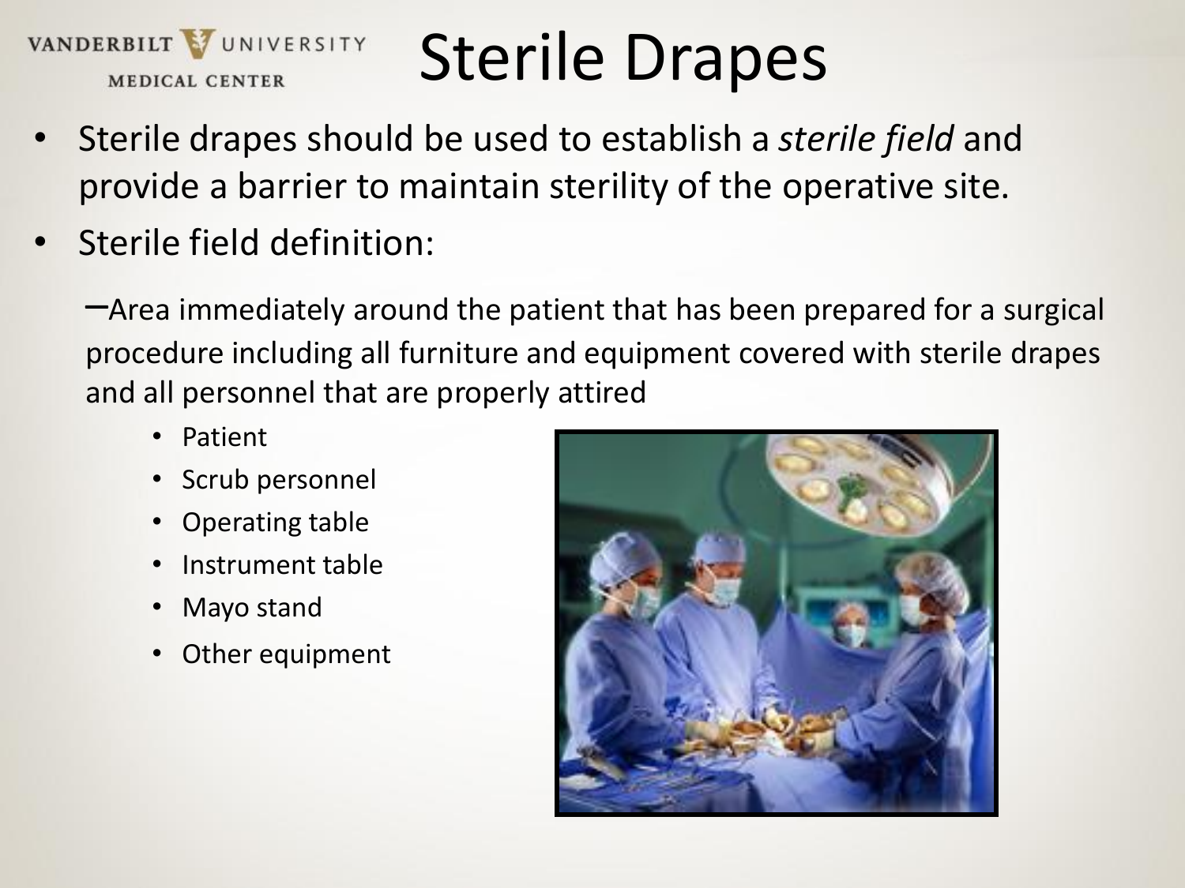# Sterile Drapes

- Sterile drapes should be used to establish a *sterile field* and provide a barrier to maintain sterility of the operative site.
- Sterile field definition:
  - –Area immediately around the patient that has been prepared for a surgical procedure including all furniture and equipment covered with sterile drapes and all personnel that are properly attired
    - Patient
    - Scrub personnel
    - Operating table
    - Instrument table
    - Mayo stand
    - Other equipment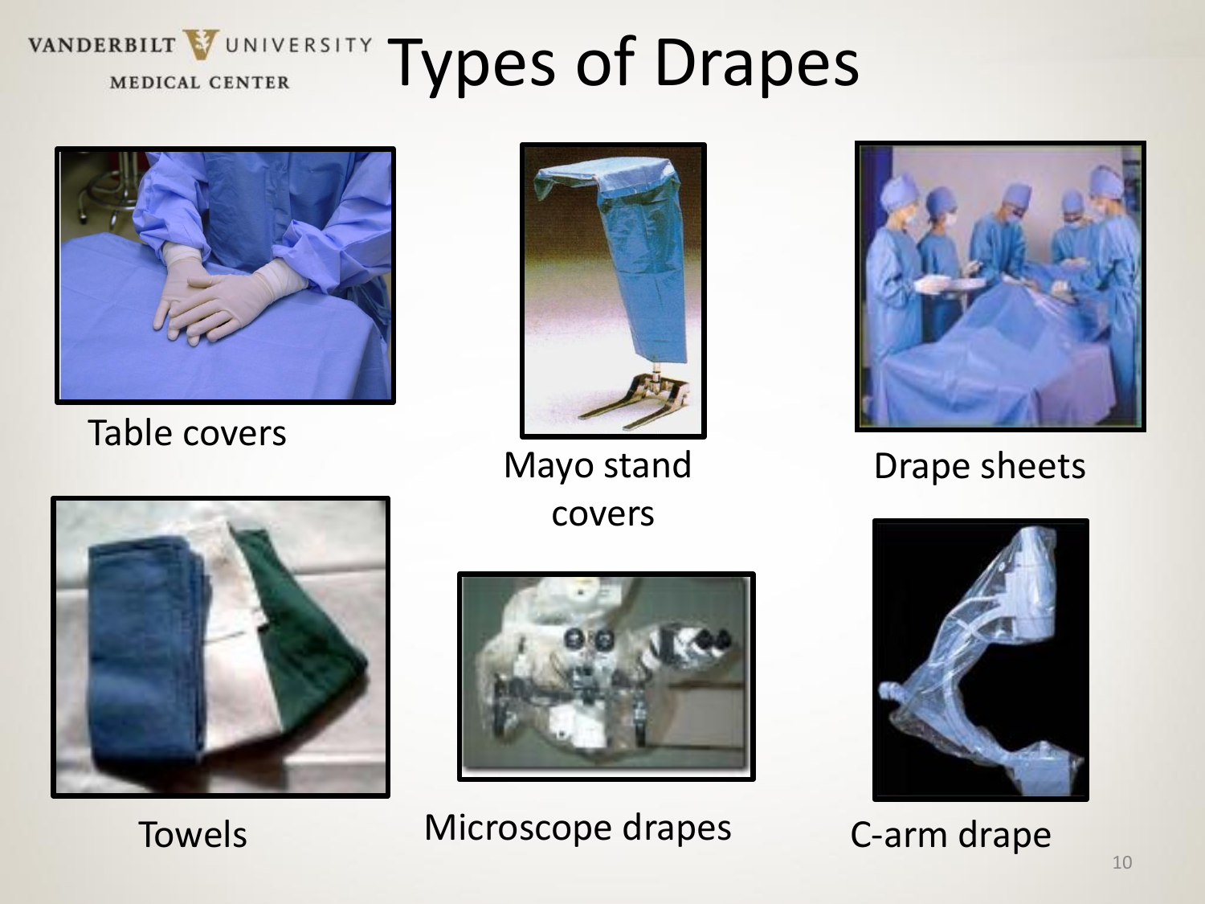# Types of Drapes

Table covers

Mayo stand covers

Drape sheets

Towels

Microscope drapes

C-arm drape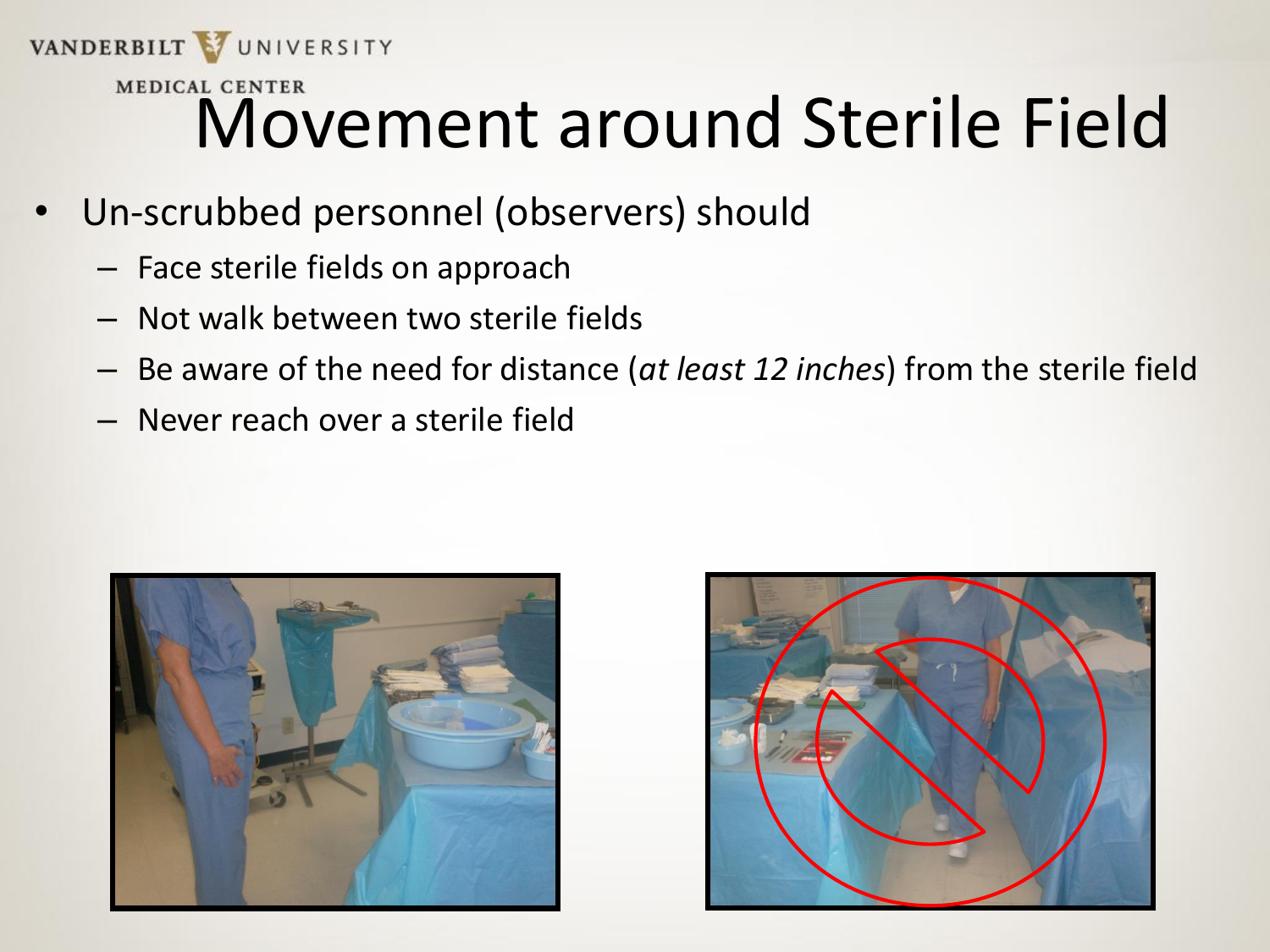# Movement around Sterile Field

- Un-scrubbed personnel (observers) should
  - Face sterile fields on approach
  - Not walk between two sterile fields
  - Be aware of the need for distance (*at least 12 inches*) from the sterile field
  - Never reach over a sterile field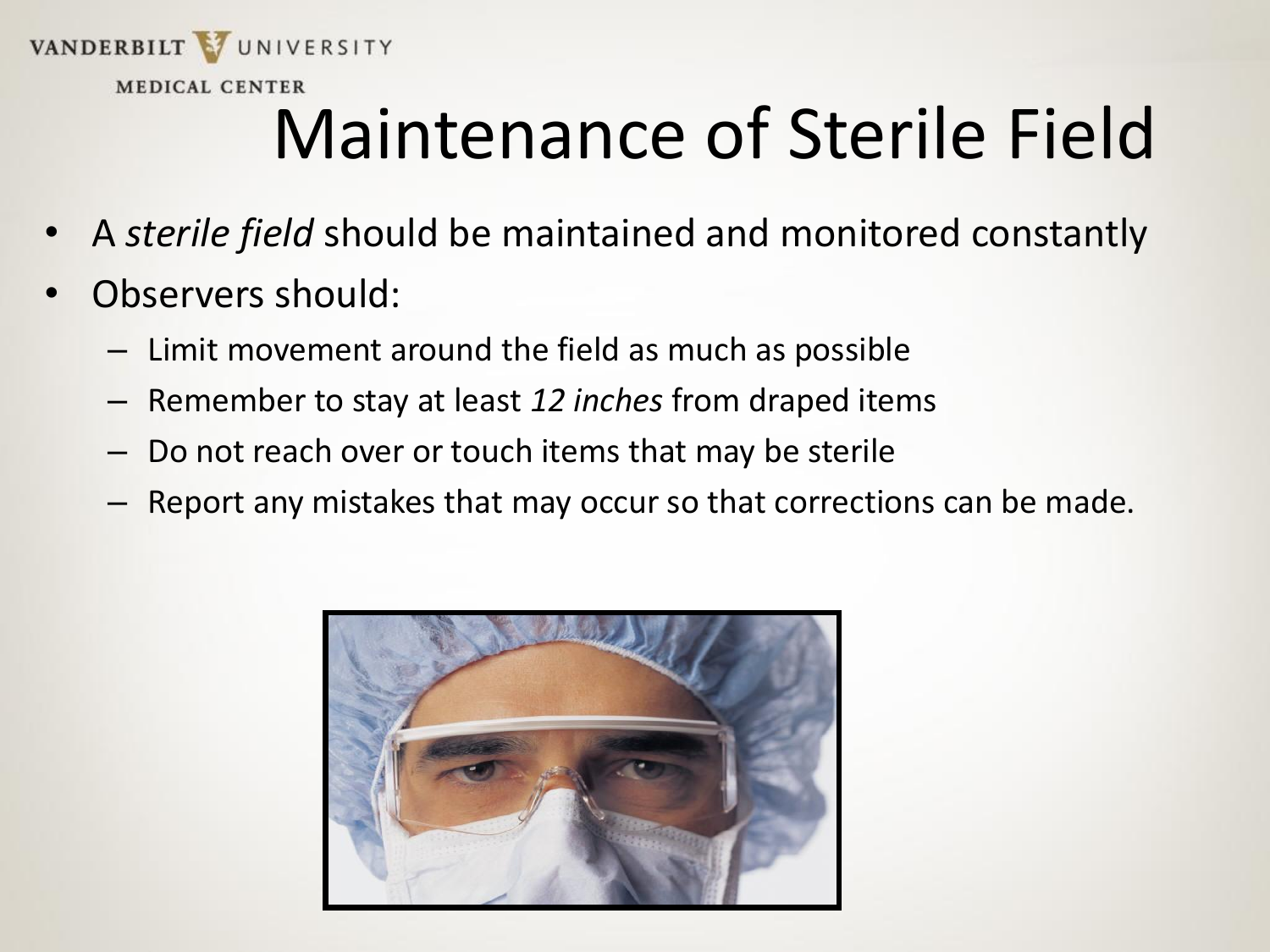# Maintenance of Sterile Field

- A *sterile field* should be maintained and monitored constantly
- Observers should:
  - Limit movement around the field as much as possible
  - Remember to stay at least *12 inches* from draped items
  - Do not reach over or touch items that may be sterile
  - Report any mistakes that may occur so that corrections can be made.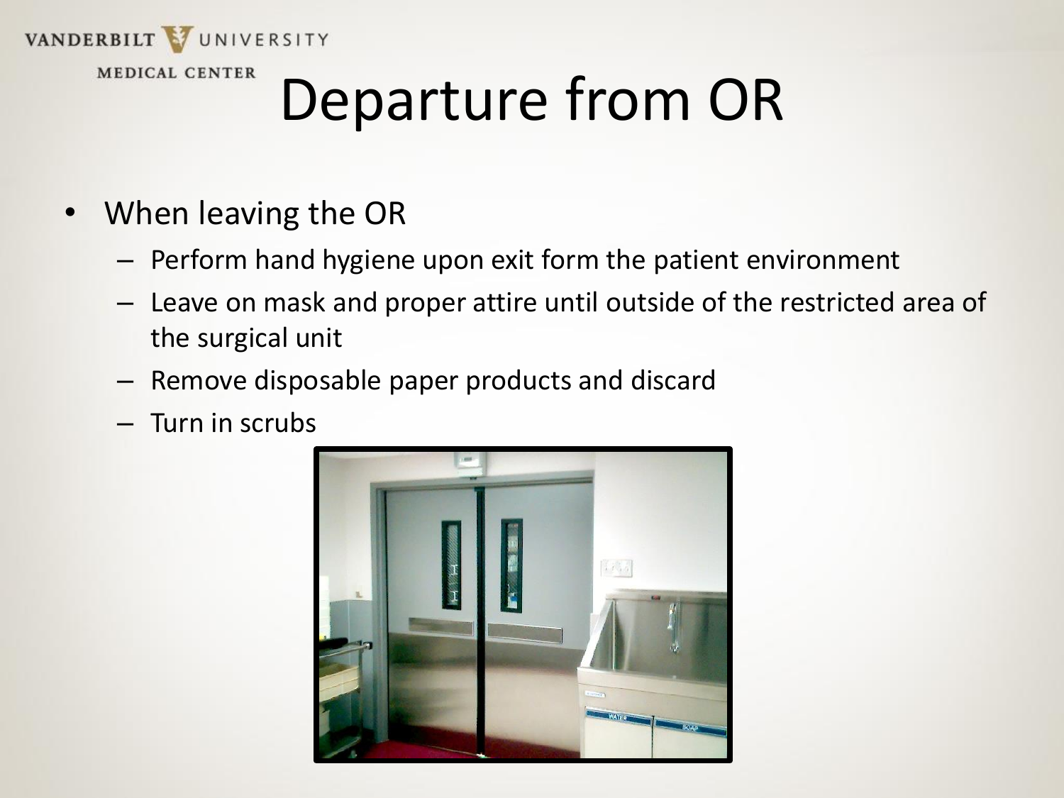# Departure from OR

- When leaving the OR
  - Perform hand hygiene upon exit form the patient environment
  - Leave on mask and proper attire until outside of the restricted area of the surgical unit
  - Remove disposable paper products and discard
  - Turn in scrubs